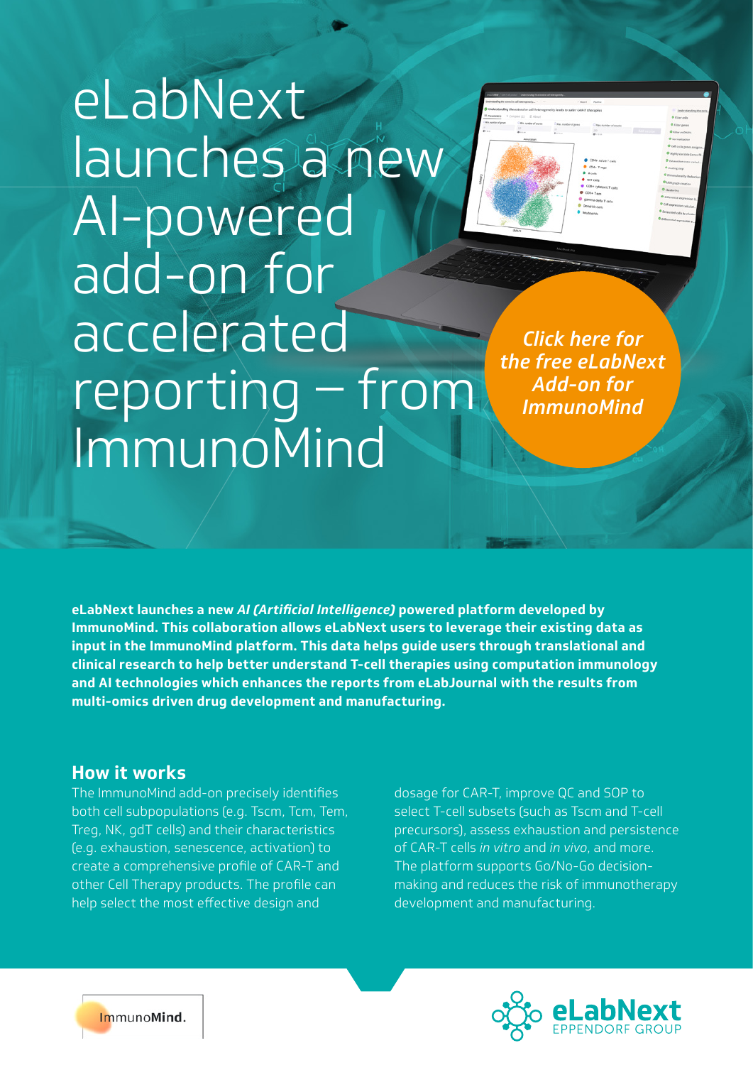# eLabNext launches a new AI-powered add-on for accelerated reporting – from ImmunoMind

*Click here for the free eLabNext Add-on for ImmunoMind*

**eLabNext launches a new *AI (Artificial Intelligence)* powered platform developed by ImmunoMind. This collaboration allows eLabNext users to leverage their existing data as input in the ImmunoMind platform. This data helps guide users through translational and clinical research to help better understand T-cell therapies using computation immunology and AI technologies which enhances the reports from eLabJournal with the results from multi-omics driven drug development and manufacturing.**

## How it works

The ImmunoMind add-on precisely identifies both cell subpopulations (e.g. Tscm, Tcm, Tem, Treg, NK, gdT cells) and their characteristics (e.g. exhaustion, senescence, activation) to create a comprehensive profile of CAR-T and other Cell Therapy products. The profile can help select the most effective design and dosage for CAR-T, improve QC and SOP to select T-cell subsets (such as Tscm and T-cell precursors), assess exhaustion and persistence of CAR-T cells *in vitro* and *in vivo*, and more. The platform supports Go/No-Go decision-making and reduces the risk of immunotherapy development and manufacturing.

ImmunoMind.

eLabNext
EPPENDORF GROUP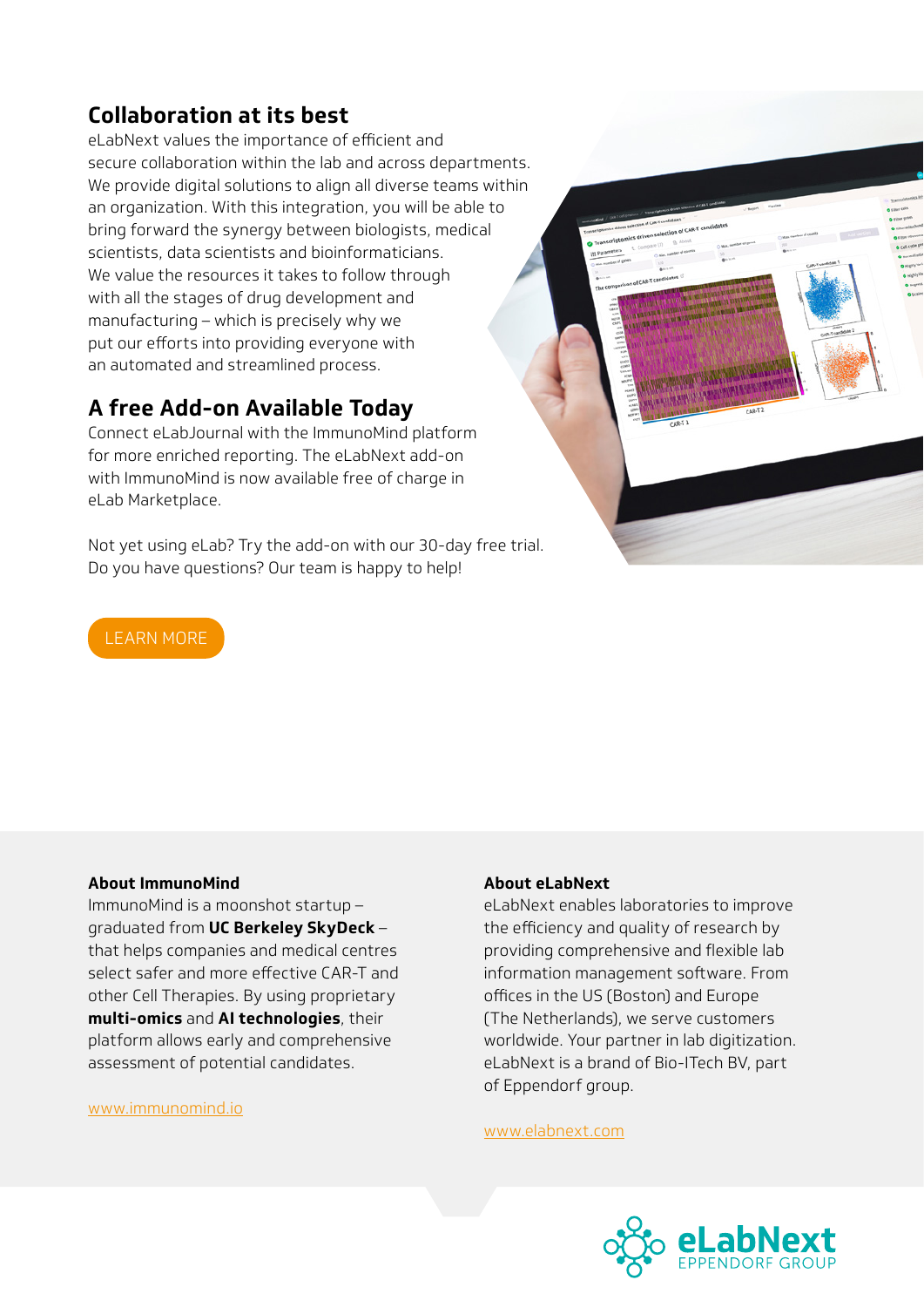## Collaboration at its best

eLabNext values the importance of efficient and secure collaboration within the lab and across departments. We provide digital solutions to align all diverse teams within an organization. With this integration, you will be able to bring forward the synergy between biologists, medical scientists, data scientists and bioinformaticians. We value the resources it takes to follow through with all the stages of drug development and manufacturing – which is precisely why we put our efforts into providing everyone with an automated and streamlined process.

## A free Add-on Available Today

Connect eLabJournal with the ImmunoMind platform for more enriched reporting. The eLabNext add-on with ImmunoMind is now available free of charge in eLab Marketplace.

Not yet using eLab? Try the add-on with our 30-day free trial. Do you have questions? Our team is happy to help!

LEARN MORE

**About ImmunoMind**

ImmunoMind is a moonshot startup – graduated from **UC Berkeley SkyDeck** – that helps companies and medical centres select safer and more effective CAR-T and other Cell Therapies. By using proprietary **multi-omics** and **AI technologies**, their platform allows early and comprehensive assessment of potential candidates.

www.immunomind.io

**About eLabNext**

eLabNext enables laboratories to improve the efficiency and quality of research by providing comprehensive and flexible lab information management software. From offices in the US (Boston) and Europe (The Netherlands), we serve customers worldwide. Your partner in lab digitization. eLabNext is a brand of Bio-ITech BV, part of Eppendorf group.

www.elabnext.com

eLabNext
EPPENDORF GROUP